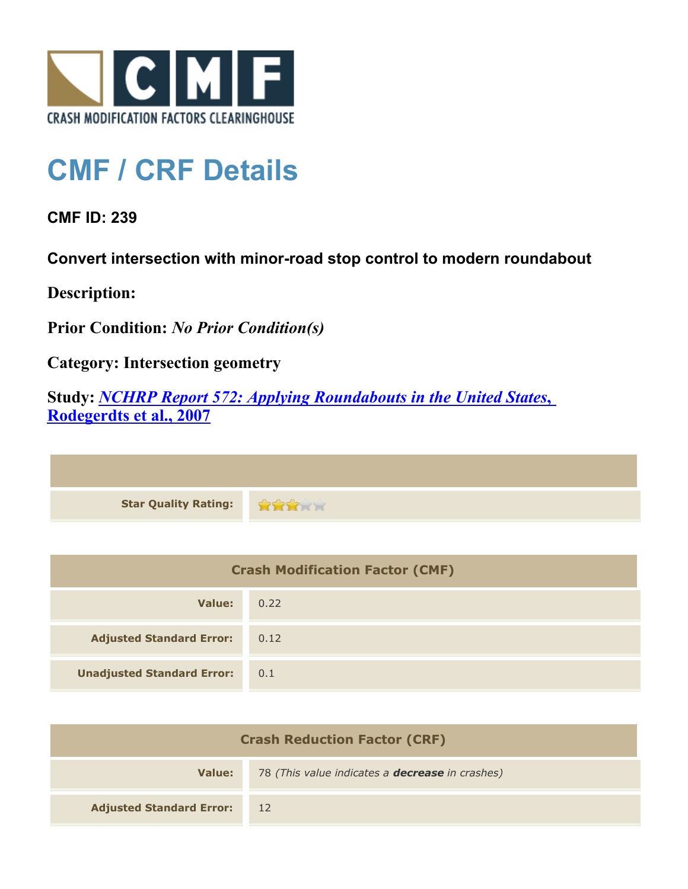CMF

CRASH MODIFICATION FACTORS CLEARINGHOUSE

# CMF / CRF Details

### CMF ID: 239

### Convert intersection with minor-road stop control to modern roundabout

**Description:**

**Prior Condition:** *No Prior Condition(s)*

**Category:** Intersection geometry

**Study:** [*NCHRP Report 572: Applying Roundabouts in the United States*, Rodegerdts et al., 2007]

| | |
|---|---|
| **Star Quality Rating:** | 3 of 5 stars |

| Crash Modification Factor (CMF) | |
|---|---|
| **Value:** | 0.22 |
| **Adjusted Standard Error:** | 0.12 |
| **Unadjusted Standard Error:** | 0.1 |

| Crash Reduction Factor (CRF) | |
|---|---|
| **Value:** | 78 *(This value indicates a **decrease** in crashes)* |
| **Adjusted Standard Error:** | 12 |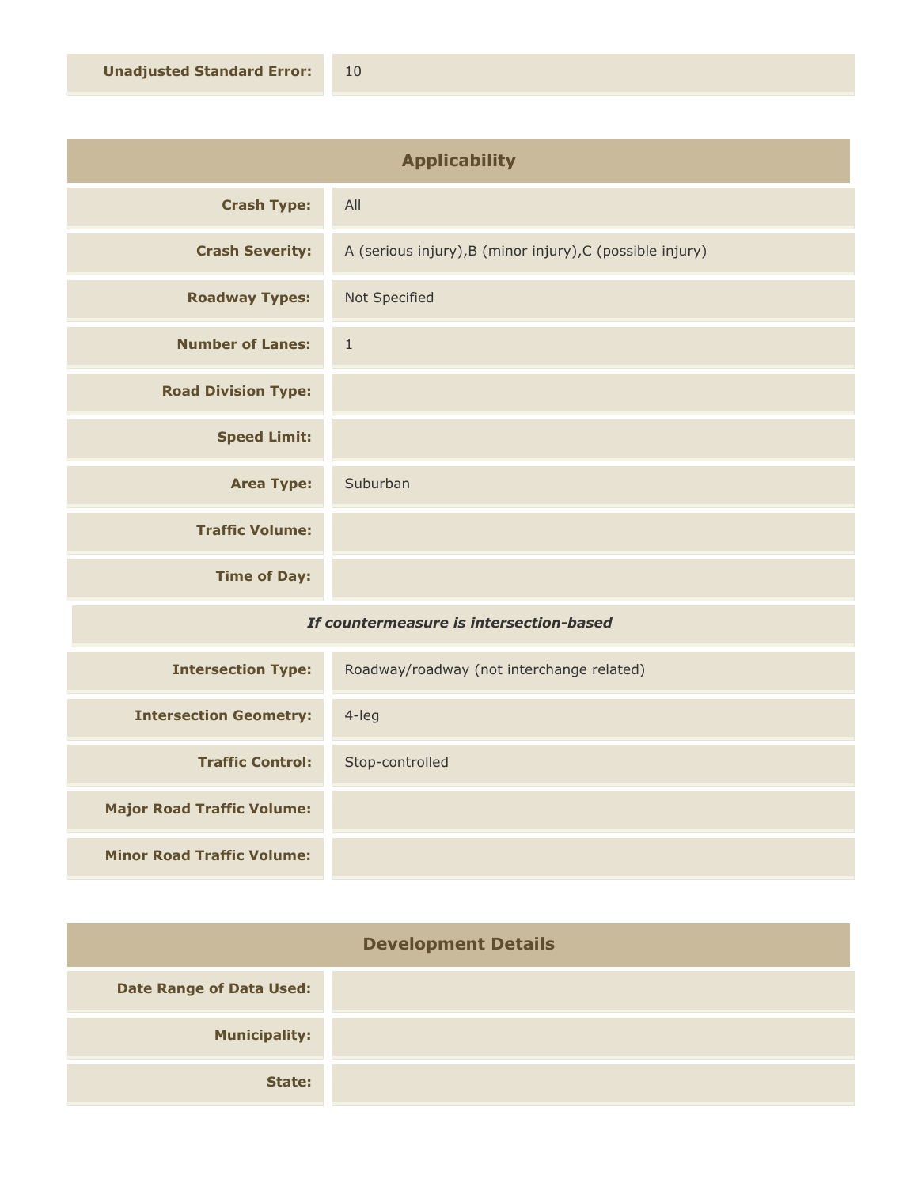| | |
|---|---|
| **Unadjusted Standard Error:** | 10 |

## Applicability

| | |
|---|---|
| **Crash Type:** | All |
| **Crash Severity:** | A (serious injury),B (minor injury),C (possible injury) |
| **Roadway Types:** | Not Specified |
| **Number of Lanes:** | 1 |
| **Road Division Type:** | |
| **Speed Limit:** | |
| **Area Type:** | Suburban |
| **Traffic Volume:** | |
| **Time of Day:** | |

***If countermeasure is intersection-based***

| | |
|---|---|
| **Intersection Type:** | Roadway/roadway (not interchange related) |
| **Intersection Geometry:** | 4-leg |
| **Traffic Control:** | Stop-controlled |
| **Major Road Traffic Volume:** | |
| **Minor Road Traffic Volume:** | |

## Development Details

| | |
|---|---|
| **Date Range of Data Used:** | |
| **Municipality:** | |
| **State:** | |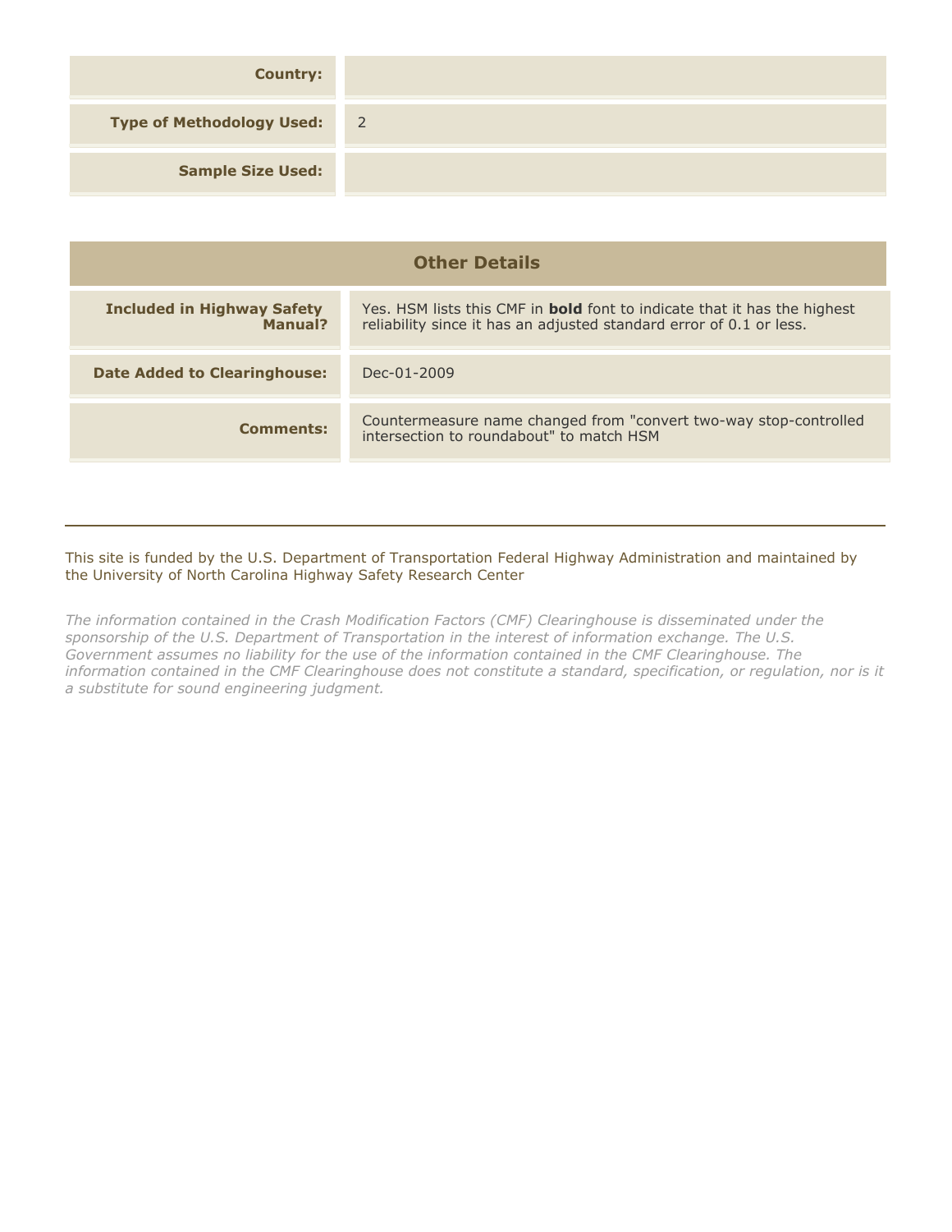| | |
|---|---|
| **Country:** | |
| **Type of Methodology Used:** | 2 |
| **Sample Size Used:** | |

## Other Details

| | |
|---|---|
| **Included in Highway Safety Manual?** | Yes. HSM lists this CMF in **bold** font to indicate that it has the highest reliability since it has an adjusted standard error of 0.1 or less. |
| **Date Added to Clearinghouse:** | Dec-01-2009 |
| **Comments:** | Countermeasure name changed from "convert two-way stop-controlled intersection to roundabout" to match HSM |

---

This site is funded by the U.S. Department of Transportation Federal Highway Administration and maintained by the University of North Carolina Highway Safety Research Center

*The information contained in the Crash Modification Factors (CMF) Clearinghouse is disseminated under the sponsorship of the U.S. Department of Transportation in the interest of information exchange. The U.S. Government assumes no liability for the use of the information contained in the CMF Clearinghouse. The information contained in the CMF Clearinghouse does not constitute a standard, specification, or regulation, nor is it a substitute for sound engineering judgment.*